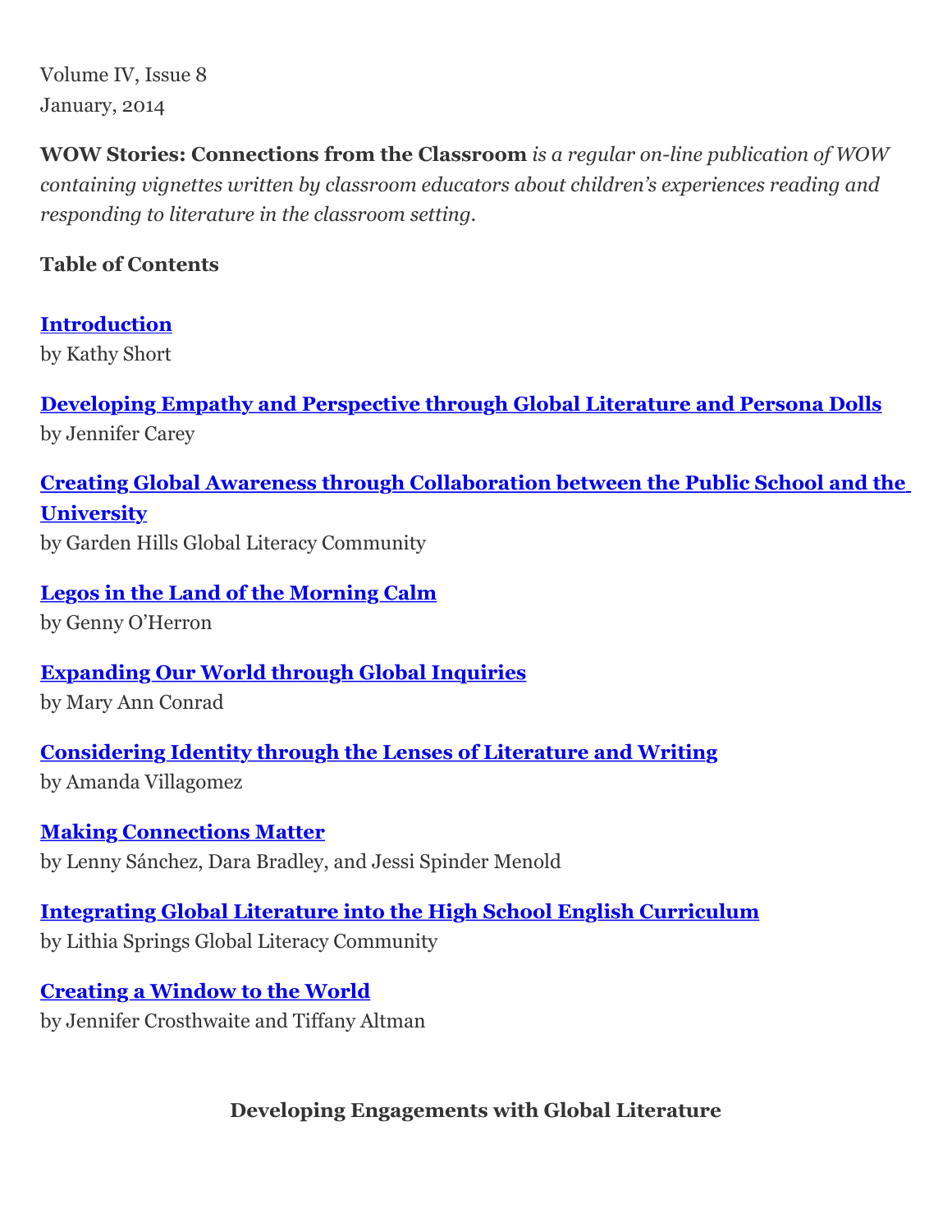Volume IV, Issue 8
January, 2014

**WOW Stories: Connections from the Classroom** *is a regular on-line publication of WOW containing vignettes written by classroom educators about children's experiences reading and responding to literature in the classroom setting.*

**Table of Contents**

**Introduction**
by Kathy Short

**Developing Empathy and Perspective through Global Literature and Persona Dolls**
by Jennifer Carey

**Creating Global Awareness through Collaboration between the Public School and the University**
by Garden Hills Global Literacy Community

**Legos in the Land of the Morning Calm**
by Genny O'Herron

**Expanding Our World through Global Inquiries**
by Mary Ann Conrad

**Considering Identity through the Lenses of Literature and Writing**
by Amanda Villagomez

**Making Connections Matter**
by Lenny Sánchez, Dara Bradley, and Jessi Spinder Menold

**Integrating Global Literature into the High School English Curriculum**
by Lithia Springs Global Literacy Community

**Creating a Window to the World**
by Jennifer Crosthwaite and Tiffany Altman

## Developing Engagements with Global Literature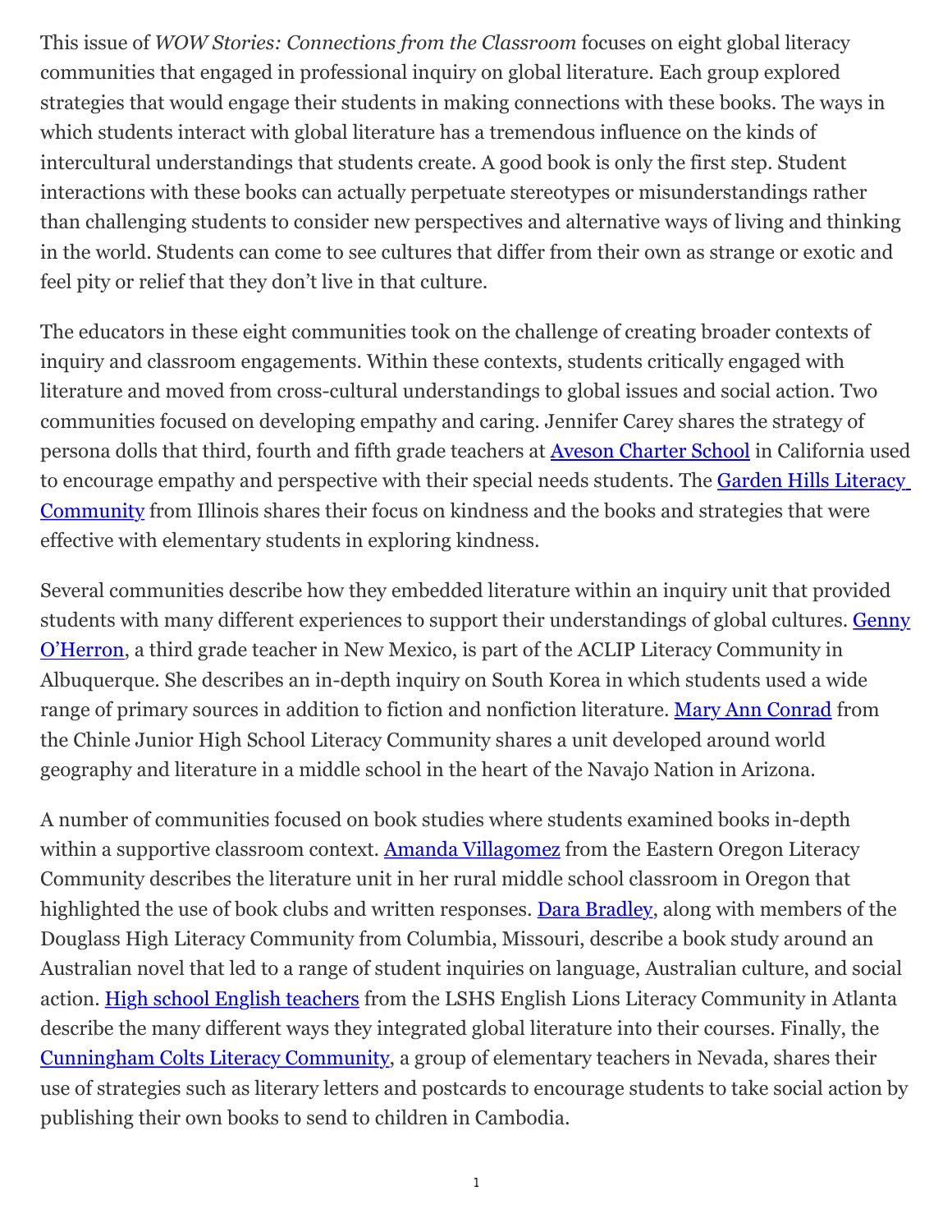This issue of *WOW Stories: Connections from the Classroom* focuses on eight global literacy communities that engaged in professional inquiry on global literature. Each group explored strategies that would engage their students in making connections with these books. The ways in which students interact with global literature has a tremendous influence on the kinds of intercultural understandings that students create. A good book is only the first step. Student interactions with these books can actually perpetuate stereotypes or misunderstandings rather than challenging students to consider new perspectives and alternative ways of living and thinking in the world. Students can come to see cultures that differ from their own as strange or exotic and feel pity or relief that they don't live in that culture.

The educators in these eight communities took on the challenge of creating broader contexts of inquiry and classroom engagements. Within these contexts, students critically engaged with literature and moved from cross-cultural understandings to global issues and social action. Two communities focused on developing empathy and caring. Jennifer Carey shares the strategy of persona dolls that third, fourth and fifth grade teachers at Aveson Charter School in California used to encourage empathy and perspective with their special needs students. The Garden Hills Literacy Community from Illinois shares their focus on kindness and the books and strategies that were effective with elementary students in exploring kindness.

Several communities describe how they embedded literature within an inquiry unit that provided students with many different experiences to support their understandings of global cultures. Genny O'Herron, a third grade teacher in New Mexico, is part of the ACLIP Literacy Community in Albuquerque. She describes an in-depth inquiry on South Korea in which students used a wide range of primary sources in addition to fiction and nonfiction literature. Mary Ann Conrad from the Chinle Junior High School Literacy Community shares a unit developed around world geography and literature in a middle school in the heart of the Navajo Nation in Arizona.

A number of communities focused on book studies where students examined books in-depth within a supportive classroom context. Amanda Villagomez from the Eastern Oregon Literacy Community describes the literature unit in her rural middle school classroom in Oregon that highlighted the use of book clubs and written responses. Dara Bradley, along with members of the Douglass High Literacy Community from Columbia, Missouri, describe a book study around an Australian novel that led to a range of student inquiries on language, Australian culture, and social action. High school English teachers from the LSHS English Lions Literacy Community in Atlanta describe the many different ways they integrated global literature into their courses. Finally, the Cunningham Colts Literacy Community, a group of elementary teachers in Nevada, shares their use of strategies such as literary letters and postcards to encourage students to take social action by publishing their own books to send to children in Cambodia.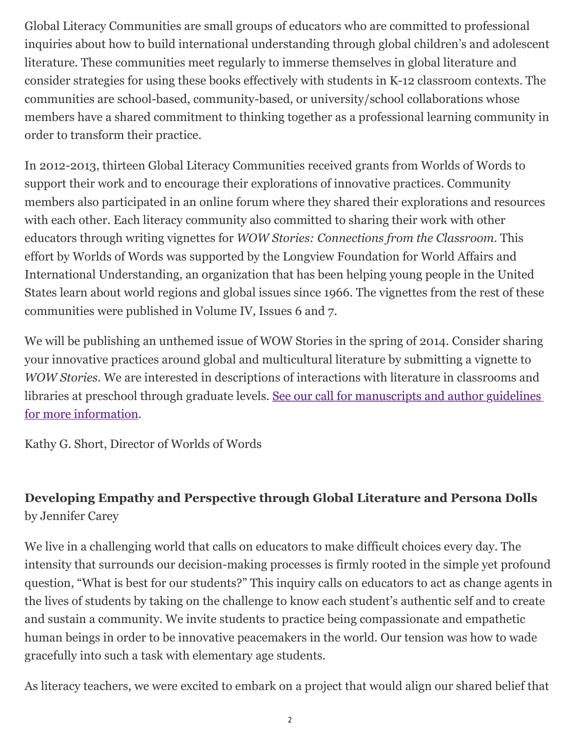Global Literacy Communities are small groups of educators who are committed to professional inquiries about how to build international understanding through global children's and adolescent literature. These communities meet regularly to immerse themselves in global literature and consider strategies for using these books effectively with students in K-12 classroom contexts. The communities are school-based, community-based, or university/school collaborations whose members have a shared commitment to thinking together as a professional learning community in order to transform their practice.

In 2012-2013, thirteen Global Literacy Communities received grants from Worlds of Words to support their work and to encourage their explorations of innovative practices. Community members also participated in an online forum where they shared their explorations and resources with each other. Each literacy community also committed to sharing their work with other educators through writing vignettes for *WOW Stories: Connections from the Classroom*. This effort by Worlds of Words was supported by the Longview Foundation for World Affairs and International Understanding, an organization that has been helping young people in the United States learn about world regions and global issues since 1966. The vignettes from the rest of these communities were published in Volume IV, Issues 6 and 7.

We will be publishing an unthemed issue of WOW Stories in the spring of 2014. Consider sharing your innovative practices around global and multicultural literature by submitting a vignette to *WOW Stories*. We are interested in descriptions of interactions with literature in classrooms and libraries at preschool through graduate levels. See our call for manuscripts and author guidelines for more information.

Kathy G. Short, Director of Worlds of Words

## Developing Empathy and Perspective through Global Literature and Persona Dolls

by Jennifer Carey

We live in a challenging world that calls on educators to make difficult choices every day. The intensity that surrounds our decision-making processes is firmly rooted in the simple yet profound question, "What is best for our students?" This inquiry calls on educators to act as change agents in the lives of students by taking on the challenge to know each student's authentic self and to create and sustain a community. We invite students to practice being compassionate and empathetic human beings in order to be innovative peacemakers in the world. Our tension was how to wade gracefully into such a task with elementary age students.

As literacy teachers, we were excited to embark on a project that would align our shared belief that